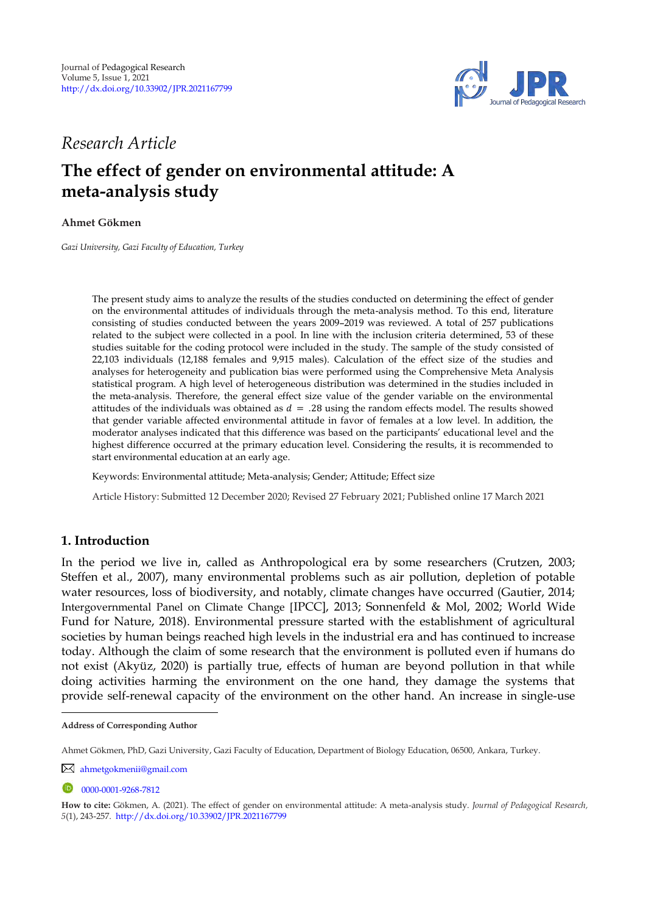*Research Article*

# The effect of gender on environmental attitude: A meta-analysis study

**Ahmet Gökmen**

*Gazi University, Gazi Faculty of Education, Turkey*

The present study aims to analyze the results of the studies conducted on determining the effect of gender on the environmental attitudes of individuals through the meta-analysis method. To this end, literature consisting of studies conducted between the years 2009–2019 was reviewed. A total of 257 publications related to the subject were collected in a pool. In line with the inclusion criteria determined, 53 of these studies suitable for the coding protocol were included in the study. The sample of the study consisted of 22,103 individuals (12,188 females and 9,915 males). Calculation of the effect size of the studies and analyses for heterogeneity and publication bias were performed using the Comprehensive Meta Analysis statistical program. A high level of heterogeneous distribution was determined in the studies included in the meta-analysis. Therefore, the general effect size value of the gender variable on the environmental attitudes of the individuals was obtained as $d = .28$ using the random effects model. The results showed that gender variable affected environmental attitude in favor of females at a low level. In addition, the moderator analyses indicated that this difference was based on the participants' educational level and the highest difference occurred at the primary education level. Considering the results, it is recommended to start environmental education at an early age.

Keywords: Environmental attitude; Meta-analysis; Gender; Attitude; Effect size

Article History: Submitted 12 December 2020; Revised 27 February 2021; Published online 17 March 2021

## 1. Introduction

In the period we live in, called as Anthropological era by some researchers (Crutzen, 2003; Steffen et al., 2007), many environmental problems such as air pollution, depletion of potable water resources, loss of biodiversity, and notably, climate changes have occurred (Gautier, 2014; Intergovernmental Panel on Climate Change [IPCC], 2013; Sonnenfeld & Mol, 2002; World Wide Fund for Nature, 2018). Environmental pressure started with the establishment of agricultural societies by human beings reached high levels in the industrial era and has continued to increase today. Although the claim of some research that the environment is polluted even if humans do not exist (Akyüz, 2020) is partially true, effects of human are beyond pollution in that while doing activities harming the environment on the one hand, they damage the systems that provide self-renewal capacity of the environment on the other hand. An increase in single-use

---

**Address of Corresponding Author**

Ahmet Gökmen, PhD, Gazi University, Gazi Faculty of Education, Department of Biology Education, 06500, Ankara, Turkey.

ahmetgokmenii@gmail.com

0000-0001-9268-7812

**How to cite:** Gökmen, A. (2021). The effect of gender on environmental attitude: A meta-analysis study. *Journal of Pedagogical Research, 5*(1), 243-257. http://dx.doi.org/10.33902/JPR.2021167799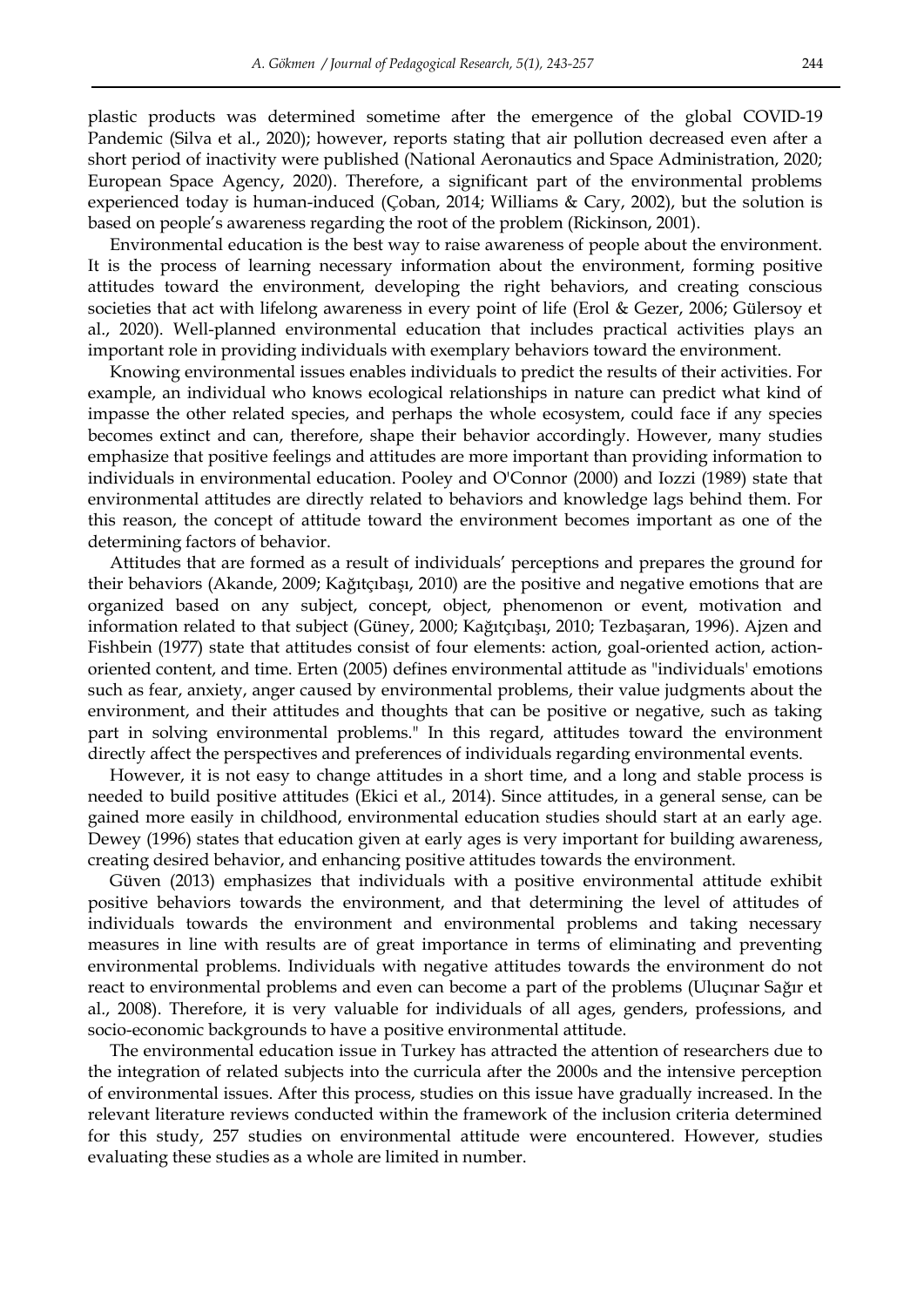plastic products was determined sometime after the emergence of the global COVID-19 Pandemic (Silva et al., 2020); however, reports stating that air pollution decreased even after a short period of inactivity were published (National Aeronautics and Space Administration, 2020; European Space Agency, 2020). Therefore, a significant part of the environmental problems experienced today is human-induced (Çoban, 2014; Williams & Cary, 2002), but the solution is based on people's awareness regarding the root of the problem (Rickinson, 2001).

Environmental education is the best way to raise awareness of people about the environment. It is the process of learning necessary information about the environment, forming positive attitudes toward the environment, developing the right behaviors, and creating conscious societies that act with lifelong awareness in every point of life (Erol & Gezer, 2006; Gülersoy et al., 2020). Well-planned environmental education that includes practical activities plays an important role in providing individuals with exemplary behaviors toward the environment.

Knowing environmental issues enables individuals to predict the results of their activities. For example, an individual who knows ecological relationships in nature can predict what kind of impasse the other related species, and perhaps the whole ecosystem, could face if any species becomes extinct and can, therefore, shape their behavior accordingly. However, many studies emphasize that positive feelings and attitudes are more important than providing information to individuals in environmental education. Pooley and O'Connor (2000) and Iozzi (1989) state that environmental attitudes are directly related to behaviors and knowledge lags behind them. For this reason, the concept of attitude toward the environment becomes important as one of the determining factors of behavior.

Attitudes that are formed as a result of individuals' perceptions and prepares the ground for their behaviors (Akande, 2009; Kağıtçıbaşı, 2010) are the positive and negative emotions that are organized based on any subject, concept, object, phenomenon or event, motivation and information related to that subject (Güney, 2000; Kağıtçıbaşı, 2010; Tezbaşaran, 1996). Ajzen and Fishbein (1977) state that attitudes consist of four elements: action, goal-oriented action, action-oriented content, and time. Erten (2005) defines environmental attitude as "individuals' emotions such as fear, anxiety, anger caused by environmental problems, their value judgments about the environment, and their attitudes and thoughts that can be positive or negative, such as taking part in solving environmental problems." In this regard, attitudes toward the environment directly affect the perspectives and preferences of individuals regarding environmental events.

However, it is not easy to change attitudes in a short time, and a long and stable process is needed to build positive attitudes (Ekici et al., 2014). Since attitudes, in a general sense, can be gained more easily in childhood, environmental education studies should start at an early age. Dewey (1996) states that education given at early ages is very important for building awareness, creating desired behavior, and enhancing positive attitudes towards the environment.

Güven (2013) emphasizes that individuals with a positive environmental attitude exhibit positive behaviors towards the environment, and that determining the level of attitudes of individuals towards the environment and environmental problems and taking necessary measures in line with results are of great importance in terms of eliminating and preventing environmental problems. Individuals with negative attitudes towards the environment do not react to environmental problems and even can become a part of the problems (Uluçınar Sağır et al., 2008). Therefore, it is very valuable for individuals of all ages, genders, professions, and socio-economic backgrounds to have a positive environmental attitude.

The environmental education issue in Turkey has attracted the attention of researchers due to the integration of related subjects into the curricula after the 2000s and the intensive perception of environmental issues. After this process, studies on this issue have gradually increased. In the relevant literature reviews conducted within the framework of the inclusion criteria determined for this study, 257 studies on environmental attitude were encountered. However, studies evaluating these studies as a whole are limited in number.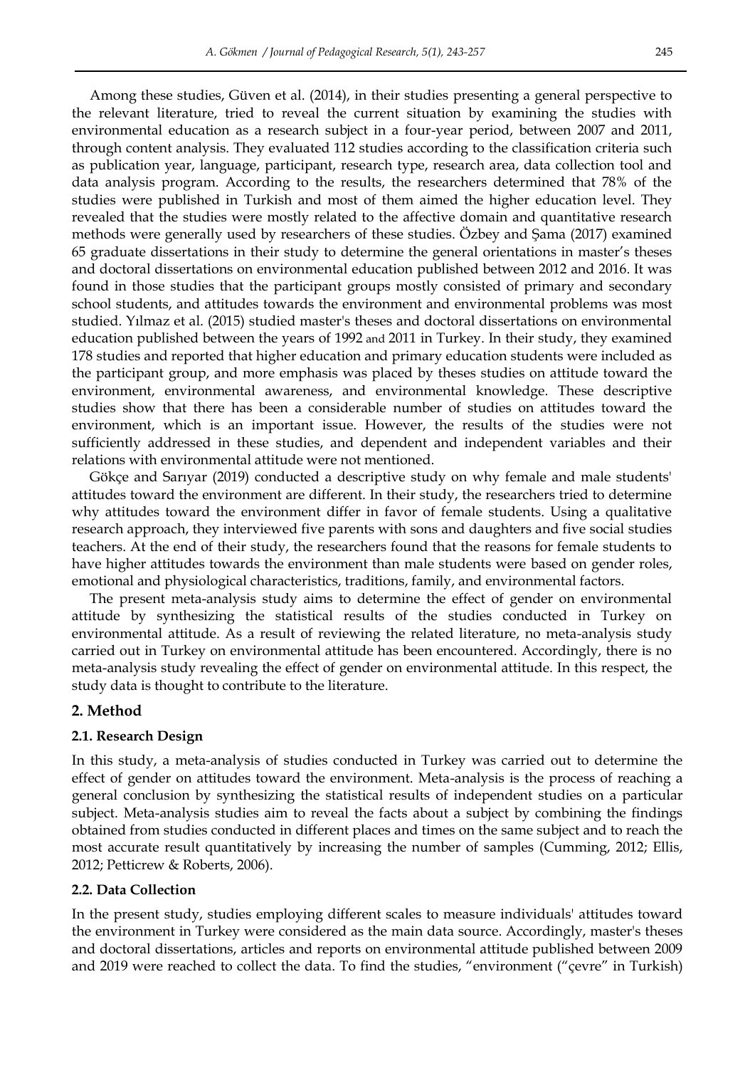Among these studies, Güven et al. (2014), in their studies presenting a general perspective to the relevant literature, tried to reveal the current situation by examining the studies with environmental education as a research subject in a four-year period, between 2007 and 2011, through content analysis. They evaluated 112 studies according to the classification criteria such as publication year, language, participant, research type, research area, data collection tool and data analysis program. According to the results, the researchers determined that 78% of the studies were published in Turkish and most of them aimed the higher education level. They revealed that the studies were mostly related to the affective domain and quantitative research methods were generally used by researchers of these studies. Özbey and Şama (2017) examined 65 graduate dissertations in their study to determine the general orientations in master's theses and doctoral dissertations on environmental education published between 2012 and 2016. It was found in those studies that the participant groups mostly consisted of primary and secondary school students, and attitudes towards the environment and environmental problems was most studied. Yılmaz et al. (2015) studied master's theses and doctoral dissertations on environmental education published between the years of 1992 and 2011 in Turkey. In their study, they examined 178 studies and reported that higher education and primary education students were included as the participant group, and more emphasis was placed by theses studies on attitude toward the environment, environmental awareness, and environmental knowledge. These descriptive studies show that there has been a considerable number of studies on attitudes toward the environment, which is an important issue. However, the results of the studies were not sufficiently addressed in these studies, and dependent and independent variables and their relations with environmental attitude were not mentioned.

Gökçe and Sarıyar (2019) conducted a descriptive study on why female and male students' attitudes toward the environment are different. In their study, the researchers tried to determine why attitudes toward the environment differ in favor of female students. Using a qualitative research approach, they interviewed five parents with sons and daughters and five social studies teachers. At the end of their study, the researchers found that the reasons for female students to have higher attitudes towards the environment than male students were based on gender roles, emotional and physiological characteristics, traditions, family, and environmental factors.

The present meta-analysis study aims to determine the effect of gender on environmental attitude by synthesizing the statistical results of the studies conducted in Turkey on environmental attitude. As a result of reviewing the related literature, no meta-analysis study carried out in Turkey on environmental attitude has been encountered. Accordingly, there is no meta-analysis study revealing the effect of gender on environmental attitude. In this respect, the study data is thought to contribute to the literature.

## 2. Method

### 2.1. Research Design

In this study, a meta-analysis of studies conducted in Turkey was carried out to determine the effect of gender on attitudes toward the environment. Meta-analysis is the process of reaching a general conclusion by synthesizing the statistical results of independent studies on a particular subject. Meta-analysis studies aim to reveal the facts about a subject by combining the findings obtained from studies conducted in different places and times on the same subject and to reach the most accurate result quantitatively by increasing the number of samples (Cumming, 2012; Ellis, 2012; Petticrew & Roberts, 2006).

### 2.2. Data Collection

In the present study, studies employing different scales to measure individuals' attitudes toward the environment in Turkey were considered as the main data source. Accordingly, master's theses and doctoral dissertations, articles and reports on environmental attitude published between 2009 and 2019 were reached to collect the data. To find the studies, "environment ("çevre" in Turkish)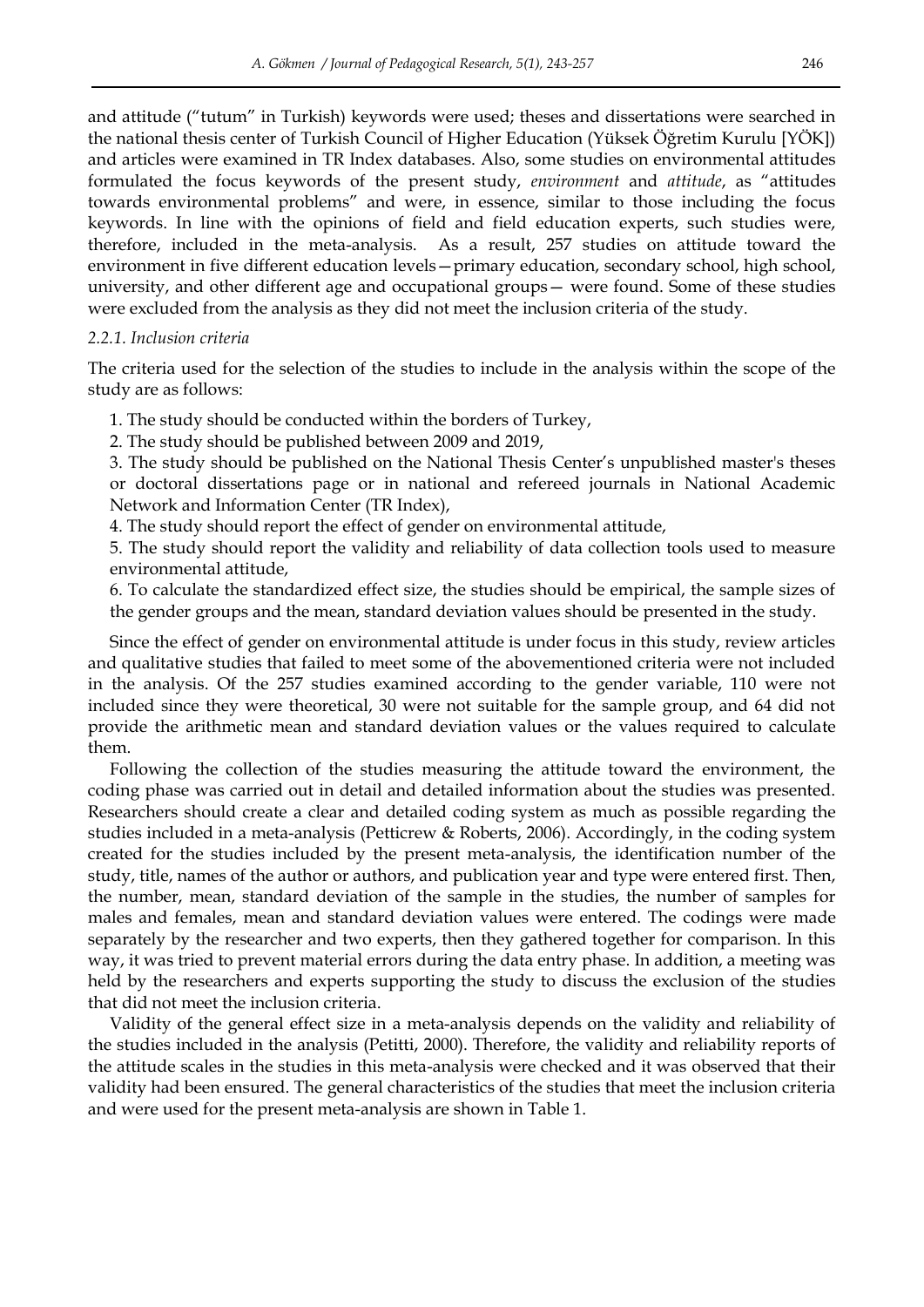and attitude ("tutum" in Turkish) keywords were used; theses and dissertations were searched in the national thesis center of Turkish Council of Higher Education (Yüksek Öğretim Kurulu [YÖK]) and articles were examined in TR Index databases. Also, some studies on environmental attitudes formulated the focus keywords of the present study, *environment* and *attitude*, as "attitudes towards environmental problems" and were, in essence, similar to those including the focus keywords. In line with the opinions of field and field education experts, such studies were, therefore, included in the meta-analysis. As a result, 257 studies on attitude toward the environment in five different education levels—primary education, secondary school, high school, university, and other different age and occupational groups— were found. Some of these studies were excluded from the analysis as they did not meet the inclusion criteria of the study.

#### *2.2.1. Inclusion criteria*

The criteria used for the selection of the studies to include in the analysis within the scope of the study are as follows:

1. The study should be conducted within the borders of Turkey,
2. The study should be published between 2009 and 2019,
3. The study should be published on the National Thesis Center's unpublished master's theses or doctoral dissertations page or in national and refereed journals in National Academic Network and Information Center (TR Index),
4. The study should report the effect of gender on environmental attitude,
5. The study should report the validity and reliability of data collection tools used to measure environmental attitude,
6. To calculate the standardized effect size, the studies should be empirical, the sample sizes of the gender groups and the mean, standard deviation values should be presented in the study.

Since the effect of gender on environmental attitude is under focus in this study, review articles and qualitative studies that failed to meet some of the abovementioned criteria were not included in the analysis. Of the 257 studies examined according to the gender variable, 110 were not included since they were theoretical, 30 were not suitable for the sample group, and 64 did not provide the arithmetic mean and standard deviation values or the values required to calculate them.

Following the collection of the studies measuring the attitude toward the environment, the coding phase was carried out in detail and detailed information about the studies was presented. Researchers should create a clear and detailed coding system as much as possible regarding the studies included in a meta-analysis (Petticrew & Roberts, 2006). Accordingly, in the coding system created for the studies included by the present meta-analysis, the identification number of the study, title, names of the author or authors, and publication year and type were entered first. Then, the number, mean, standard deviation of the sample in the studies, the number of samples for males and females, mean and standard deviation values were entered. The codings were made separately by the researcher and two experts, then they gathered together for comparison. In this way, it was tried to prevent material errors during the data entry phase. In addition, a meeting was held by the researchers and experts supporting the study to discuss the exclusion of the studies that did not meet the inclusion criteria.

Validity of the general effect size in a meta-analysis depends on the validity and reliability of the studies included in the analysis (Petitti, 2000). Therefore, the validity and reliability reports of the attitude scales in the studies in this meta-analysis were checked and it was observed that their validity had been ensured. The general characteristics of the studies that meet the inclusion criteria and were used for the present meta-analysis are shown in Table 1.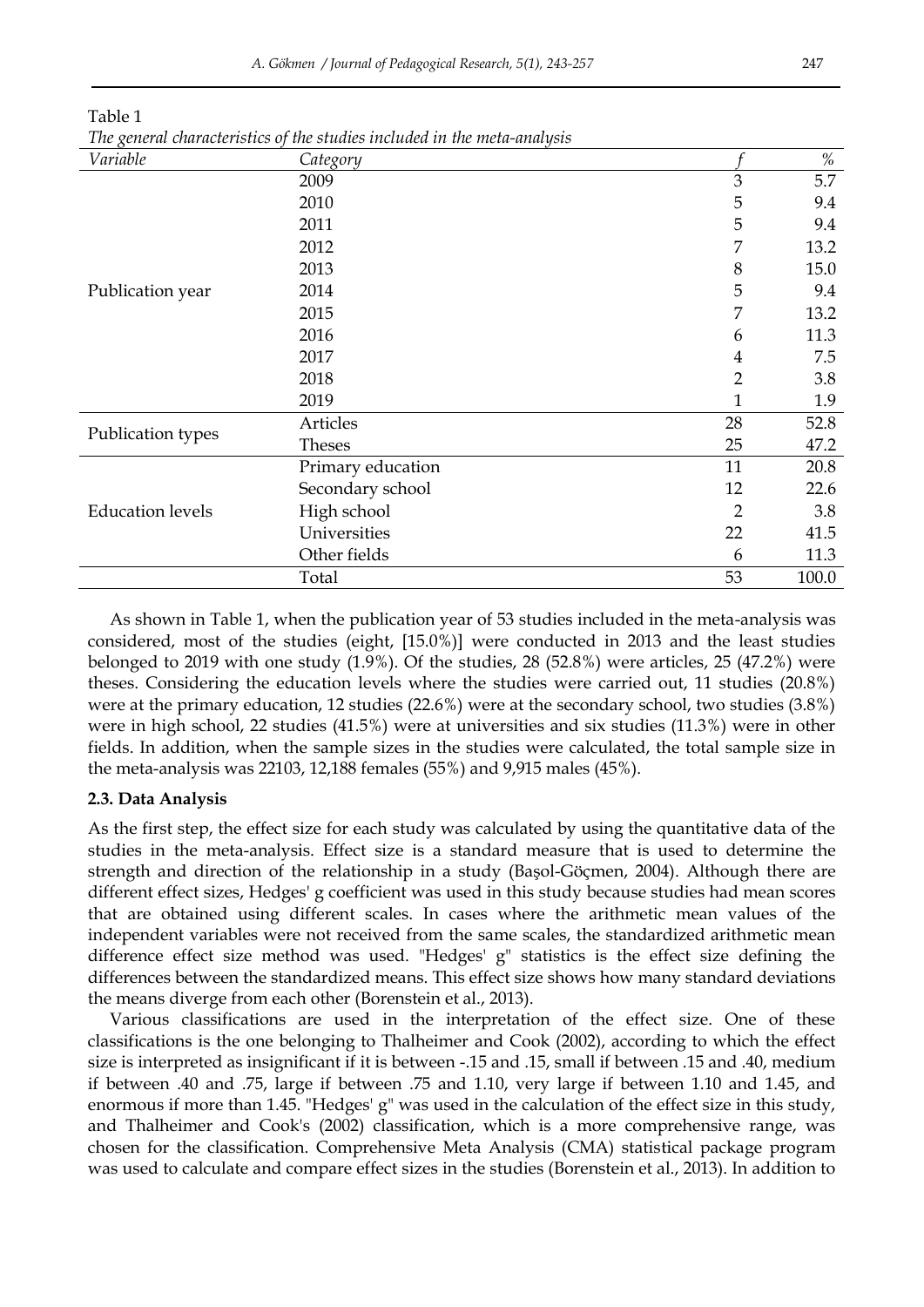Table 1

*The general characteristics of the studies included in the meta-analysis*

| *Variable* | *Category* | *f* | *%* |
|---|---|---|---|
| Publication year | 2009 | 3 | 5.7 |
| | 2010 | 5 | 9.4 |
| | 2011 | 5 | 9.4 |
| | 2012 | 7 | 13.2 |
| | 2013 | 8 | 15.0 |
| | 2014 | 5 | 9.4 |
| | 2015 | 7 | 13.2 |
| | 2016 | 6 | 11.3 |
| | 2017 | 4 | 7.5 |
| | 2018 | 2 | 3.8 |
| | 2019 | 1 | 1.9 |
| Publication types | Articles | 28 | 52.8 |
| | Theses | 25 | 47.2 |
| Education levels | Primary education | 11 | 20.8 |
| | Secondary school | 12 | 22.6 |
| | High school | 2 | 3.8 |
| | Universities | 22 | 41.5 |
| | Other fields | 6 | 11.3 |
| | Total | 53 | 100.0 |

As shown in Table 1, when the publication year of 53 studies included in the meta-analysis was considered, most of the studies (eight, [15.0%)] were conducted in 2013 and the least studies belonged to 2019 with one study (1.9%). Of the studies, 28 (52.8%) were articles, 25 (47.2%) were theses. Considering the education levels where the studies were carried out, 11 studies (20.8%) were at the primary education, 12 studies (22.6%) were at the secondary school, two studies (3.8%) were in high school, 22 studies (41.5%) were at universities and six studies (11.3%) were in other fields. In addition, when the sample sizes in the studies were calculated, the total sample size in the meta-analysis was 22103, 12,188 females (55%) and 9,915 males (45%).

### 2.3. Data Analysis

As the first step, the effect size for each study was calculated by using the quantitative data of the studies in the meta-analysis. Effect size is a standard measure that is used to determine the strength and direction of the relationship in a study (Başol-Göçmen, 2004). Although there are different effect sizes, Hedges' g coefficient was used in this study because studies had mean scores that are obtained using different scales. In cases where the arithmetic mean values of the independent variables were not received from the same scales, the standardized arithmetic mean difference effect size method was used. "Hedges' g" statistics is the effect size defining the differences between the standardized means. This effect size shows how many standard deviations the means diverge from each other (Borenstein et al., 2013).

Various classifications are used in the interpretation of the effect size. One of these classifications is the one belonging to Thalheimer and Cook (2002), according to which the effect size is interpreted as insignificant if it is between -.15 and .15, small if between .15 and .40, medium if between .40 and .75, large if between .75 and 1.10, very large if between 1.10 and 1.45, and enormous if more than 1.45. "Hedges' g" was used in the calculation of the effect size in this study, and Thalheimer and Cook's (2002) classification, which is a more comprehensive range, was chosen for the classification. Comprehensive Meta Analysis (CMA) statistical package program was used to calculate and compare effect sizes in the studies (Borenstein et al., 2013). In addition to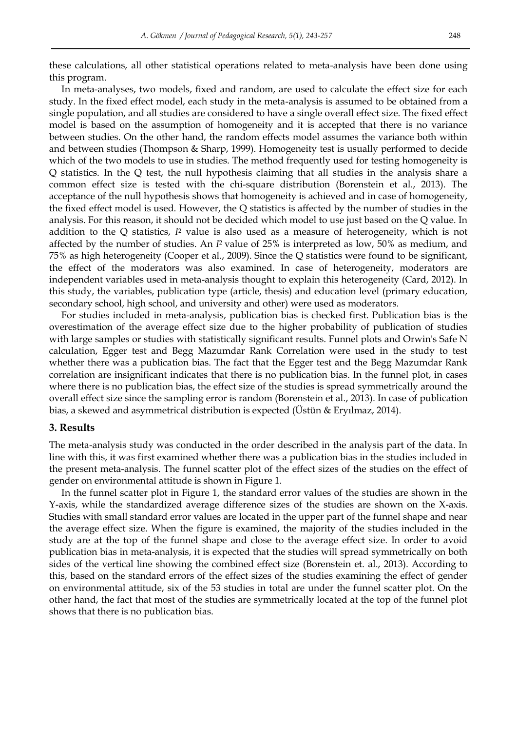these calculations, all other statistical operations related to meta-analysis have been done using this program.

In meta-analyses, two models, fixed and random, are used to calculate the effect size for each study. In the fixed effect model, each study in the meta-analysis is assumed to be obtained from a single population, and all studies are considered to have a single overall effect size. The fixed effect model is based on the assumption of homogeneity and it is accepted that there is no variance between studies. On the other hand, the random effects model assumes the variance both within and between studies (Thompson & Sharp, 1999). Homogeneity test is usually performed to decide which of the two models to use in studies. The method frequently used for testing homogeneity is Q statistics. In the Q test, the null hypothesis claiming that all studies in the analysis share a common effect size is tested with the chi-square distribution (Borenstein et al., 2013). The acceptance of the null hypothesis shows that homogeneity is achieved and in case of homogeneity, the fixed effect model is used. However, the Q statistics is affected by the number of studies in the analysis. For this reason, it should not be decided which model to use just based on the Q value. In addition to the Q statistics, $I^2$ value is also used as a measure of heterogeneity, which is not affected by the number of studies. An $I^2$ value of 25% is interpreted as low, 50% as medium, and 75% as high heterogeneity (Cooper et al., 2009). Since the Q statistics were found to be significant, the effect of the moderators was also examined. In case of heterogeneity, moderators are independent variables used in meta-analysis thought to explain this heterogeneity (Card, 2012). In this study, the variables, publication type (article, thesis) and education level (primary education, secondary school, high school, and university and other) were used as moderators.

For studies included in meta-analysis, publication bias is checked first. Publication bias is the overestimation of the average effect size due to the higher probability of publication of studies with large samples or studies with statistically significant results. Funnel plots and Orwin's Safe N calculation, Egger test and Begg Mazumdar Rank Correlation were used in the study to test whether there was a publication bias. The fact that the Egger test and the Begg Mazumdar Rank correlation are insignificant indicates that there is no publication bias. In the funnel plot, in cases where there is no publication bias, the effect size of the studies is spread symmetrically around the overall effect size since the sampling error is random (Borenstein et al., 2013). In case of publication bias, a skewed and asymmetrical distribution is expected (Üstün & Eryılmaz, 2014).

## 3. Results

The meta-analysis study was conducted in the order described in the analysis part of the data. In line with this, it was first examined whether there was a publication bias in the studies included in the present meta-analysis. The funnel scatter plot of the effect sizes of the studies on the effect of gender on environmental attitude is shown in Figure 1.

In the funnel scatter plot in Figure 1, the standard error values of the studies are shown in the Y-axis, while the standardized average difference sizes of the studies are shown on the X-axis. Studies with small standard error values are located in the upper part of the funnel shape and near the average effect size. When the figure is examined, the majority of the studies included in the study are at the top of the funnel shape and close to the average effect size. In order to avoid publication bias in meta-analysis, it is expected that the studies will spread symmetrically on both sides of the vertical line showing the combined effect size (Borenstein et. al., 2013). According to this, based on the standard errors of the effect sizes of the studies examining the effect of gender on environmental attitude, six of the 53 studies in total are under the funnel scatter plot. On the other hand, the fact that most of the studies are symmetrically located at the top of the funnel plot shows that there is no publication bias.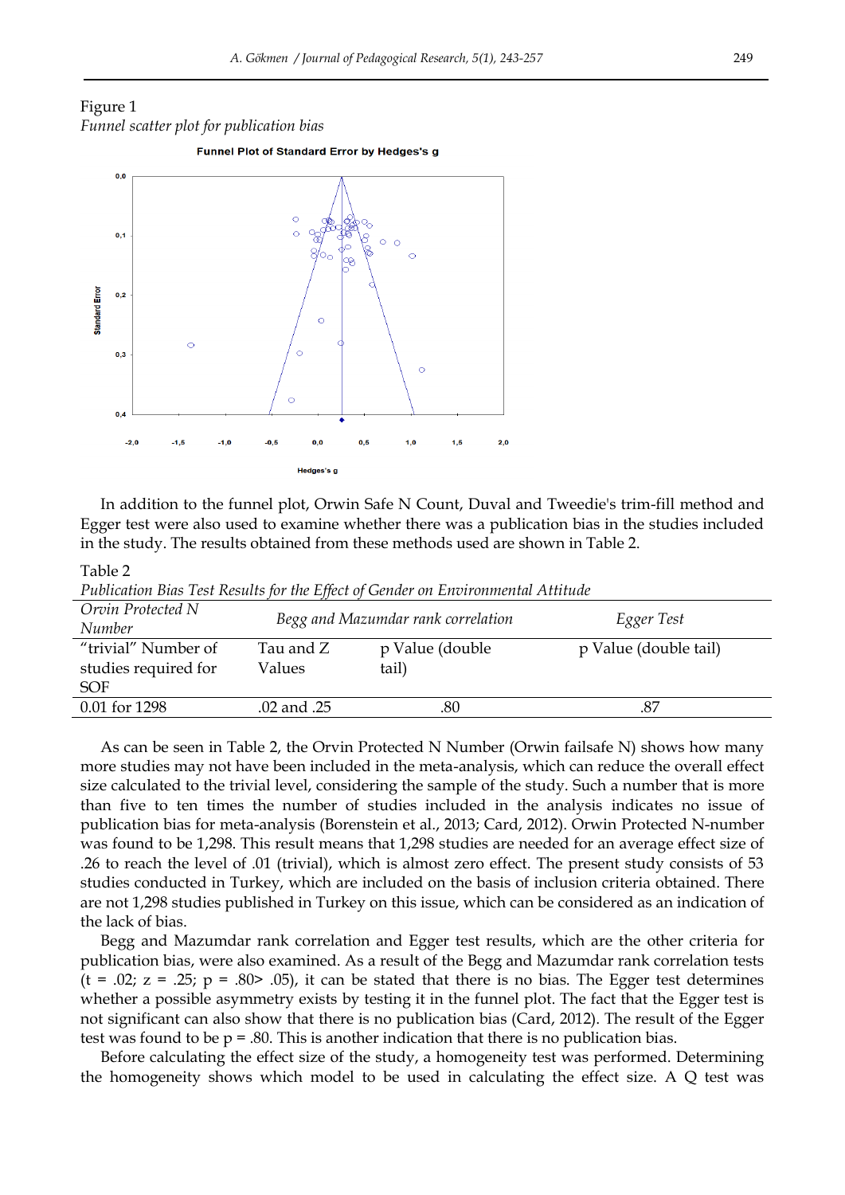Figure 1

*Funnel scatter plot for publication bias*

In addition to the funnel plot, Orwin Safe N Count, Duval and Tweedie's trim-fill method and Egger test were also used to examine whether there was a publication bias in the studies included in the study. The results obtained from these methods used are shown in Table 2.

Table 2

*Publication Bias Test Results for the Effect of Gender on Environmental Attitude*

| *Orvin Protected N Number* | *Begg and Mazumdar rank correlation* | | *Egger Test* |
|---|---|---|---|
| "trivial" Number of studies required for SOF | Tau and Z Values | p Value (double tail) | p Value (double tail) |
| 0.01 for 1298 | .02 and .25 | .80 | .87 |

As can be seen in Table 2, the Orvin Protected N Number (Orwin failsafe N) shows how many more studies may not have been included in the meta-analysis, which can reduce the overall effect size calculated to the trivial level, considering the sample of the study. Such a number that is more than five to ten times the number of studies included in the analysis indicates no issue of publication bias for meta-analysis (Borenstein et al., 2013; Card, 2012). Orwin Protected N-number was found to be 1,298. This result means that 1,298 studies are needed for an average effect size of .26 to reach the level of .01 (trivial), which is almost zero effect. The present study consists of 53 studies conducted in Turkey, which are included on the basis of inclusion criteria obtained. There are not 1,298 studies published in Turkey on this issue, which can be considered as an indication of the lack of bias.

Begg and Mazumdar rank correlation and Egger test results, which are the other criteria for publication bias, were also examined. As a result of the Begg and Mazumdar rank correlation tests ($t = .02$; $z = .25$; $p = .80 > .05$), it can be stated that there is no bias. The Egger test determines whether a possible asymmetry exists by testing it in the funnel plot. The fact that the Egger test is not significant can also show that there is no publication bias (Card, 2012). The result of the Egger test was found to be $p = .80$. This is another indication that there is no publication bias.

Before calculating the effect size of the study, a homogeneity test was performed. Determining the homogeneity shows which model to be used in calculating the effect size. A Q test was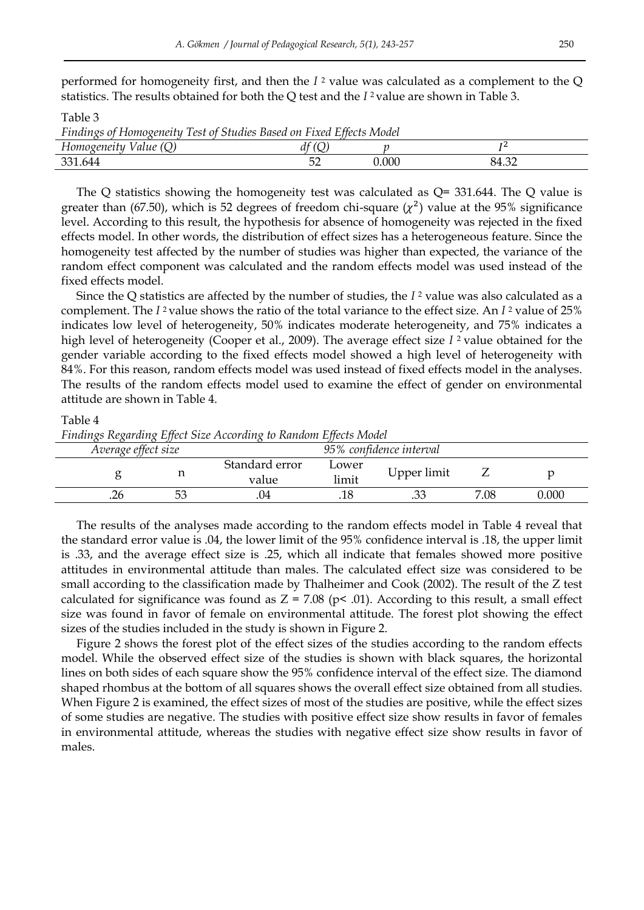performed for homogeneity first, and then the $I^2$ value was calculated as a complement to the Q statistics. The results obtained for both the Q test and the $I^2$ value are shown in Table 3.

Table 3

*Findings of Homogeneity Test of Studies Based on Fixed Effects Model*

| *Homogeneity Value (Q)* | *df (Q)* | *p* | $I^2$ |
|---|---|---|---|
| 331.644 | 52 | 0.000 | 84.32 |

The Q statistics showing the homogeneity test was calculated as Q= 331.644. The Q value is greater than (67.50), which is 52 degrees of freedom chi-square ($\chi^2$) value at the 95% significance level. According to this result, the hypothesis for absence of homogeneity was rejected in the fixed effects model. In other words, the distribution of effect sizes has a heterogeneous feature. Since the homogeneity test affected by the number of studies was higher than expected, the variance of the random effect component was calculated and the random effects model was used instead of the fixed effects model.

Since the Q statistics are affected by the number of studies, the $I^2$ value was also calculated as a complement. The $I^2$ value shows the ratio of the total variance to the effect size. An $I^2$ value of 25% indicates low level of heterogeneity, 50% indicates moderate heterogeneity, and 75% indicates a high level of heterogeneity (Cooper et al., 2009). The average effect size $I^2$ value obtained for the gender variable according to the fixed effects model showed a high level of heterogeneity with 84%. For this reason, random effects model was used instead of fixed effects model in the analyses. The results of the random effects model used to examine the effect of gender on environmental attitude are shown in Table 4.

Table 4

*Findings Regarding Effect Size According to Random Effects Model*

| *Average effect size* | | | *95% confidence interval* | | | |
|---|---|---|---|---|---|---|
| g | n | Standard error value | Lower limit | Upper limit | Z | p |
| .26 | 53 | .04 | .18 | .33 | 7.08 | 0.000 |

The results of the analyses made according to the random effects model in Table 4 reveal that the standard error value is .04, the lower limit of the 95% confidence interval is .18, the upper limit is .33, and the average effect size is .25, which all indicate that females showed more positive attitudes in environmental attitude than males. The calculated effect size was considered to be small according to the classification made by Thalheimer and Cook (2002). The result of the Z test calculated for significance was found as $Z = 7.08$ ($p < .01$). According to this result, a small effect size was found in favor of female on environmental attitude. The forest plot showing the effect sizes of the studies included in the study is shown in Figure 2.

Figure 2 shows the forest plot of the effect sizes of the studies according to the random effects model. While the observed effect size of the studies is shown with black squares, the horizontal lines on both sides of each square show the 95% confidence interval of the effect size. The diamond shaped rhombus at the bottom of all squares shows the overall effect size obtained from all studies. When Figure 2 is examined, the effect sizes of most of the studies are positive, while the effect sizes of some studies are negative. The studies with positive effect size show results in favor of females in environmental attitude, whereas the studies with negative effect size show results in favor of males.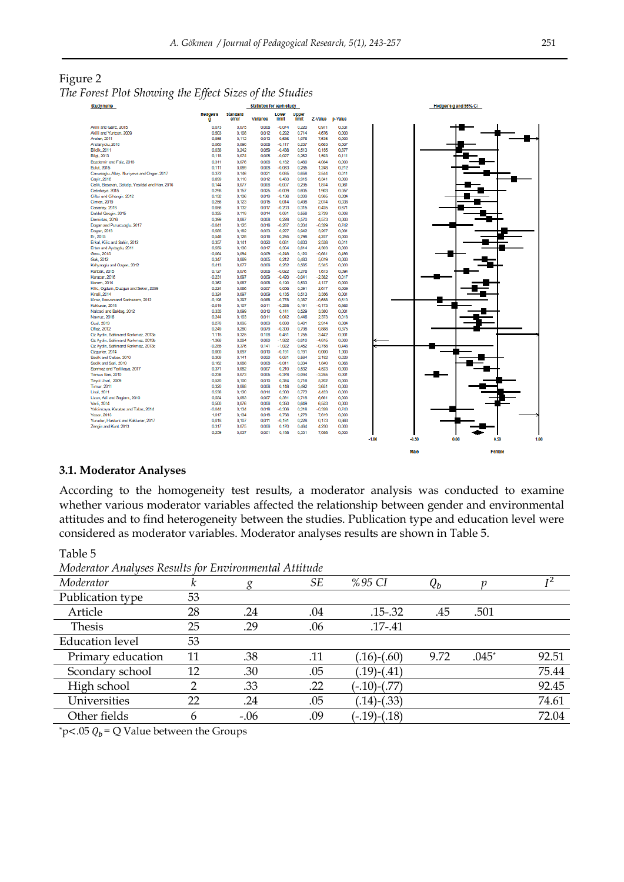Figure 2
*The Forest Plot Showing the Effect Sizes of the Studies*

| Study name | Hedges's g | Standard error | Variance | Lower limit | Upper limit | Z-Value | p-Value |
|---|---|---|---|---|---|---|---|
| Akilli and Genc, 2015 | 0,073 | 0,075 | 0,006 | -0,074 | 0,220 | 0,971 | 0,331 |
| Akilli and Yurtcan, 2009 | 0,503 | 0,108 | 0,012 | 0,292 | 0,714 | 4,676 | 0,000 |
| Arslan, 2011 | 0,856 | 0,112 | 0,013 | 0,636 | 1,076 | 7,635 | 0,000 |
| Arslanyolu, 2010 | 0,060 | 0,090 | 0,008 | -0,117 | 0,237 | 0,663 | 0,507 |
| Bildik, 2011 | 0,038 | 0,242 | 0,059 | -0,438 | 0,513 | 0,155 | 0,877 |
| Bilgi, 2013 | 0,118 | 0,074 | 0,005 | -0,027 | 0,262 | 1,593 | 0,111 |
| Bozdemir and Faiz, 2018 | 0,311 | 0,076 | 0,006 | 0,162 | 0,460 | 4,084 | 0,000 |
| Bulut, 2015 | 0,111 | 0,089 | 0,008 | -0,063 | 0,285 | 1,248 | 0,212 |
| Cavusoglu, Altay, Nuriyeva and Ongor, 2017 | 0,372 | 0,146 | 0,021 | 0,085 | 0,658 | 2,544 | 0,011 |
| Cayir, 2016 | 0,699 | 0,110 | 0,012 | 0,483 | 0,915 | 6,341 | 0,000 |
| Celik, Basaran, Gokalp, Yesildal and Han, 2016 | 0,144 | 0,077 | 0,006 | -0,007 | 0,295 | 1,874 | 0,061 |
| Cetinkaya, 2015 | 0,298 | 0,157 | 0,025 | -0,009 | 0,605 | 1,903 | 0,057 |
| Ciftci and Cihangir, 2012 | 0,132 | 0,136 | 0,019 | -0,136 | 0,399 | 0,965 | 0,334 |
| Cimen, 2019 | 0,256 | 0,123 | 0,015 | 0,014 | 0,498 | 2,074 | 0,038 |
| Cosanay, 2018 | 0,056 | 0,132 | 0,017 | -0,203 | 0,315 | 0,425 | 0,671 |
| Daldal Gecgin, 2015 | 0,325 | 0,119 | 0,014 | 0,091 | 0,558 | 2,729 | 0,006 |
| Demirtas, 2018 | 0,399 | 0,087 | 0,008 | 0,228 | 0,570 | 4,573 | 0,000 |
| Dogan and Purutcuoglu, 2017 | -0,041 | 0,125 | 0,016 | -0,287 | 0,204 | -0,329 | 0,742 |
| Dogan, 2013 | 0,585 | 0,182 | 0,033 | 0,227 | 0,942 | 3,207 | 0,001 |
| Er, 2015 | 0,546 | 0,128 | 0,016 | 0,295 | 0,798 | 4,257 | 0,000 |
| Erkal, Kilic and Sahin, 2012 | 0,357 | 0,141 | 0,020 | 0,081 | 0,633 | 2,538 | 0,011 |
| Erten and Aydogdu, 2011 | 0,559 | 0,130 | 0,017 | 0,304 | 0,814 | 4,303 | 0,000 |
| Genc, 2015 | -0,064 | 0,094 | 0,009 | -0,248 | 0,120 | -0,681 | 0,496 |
| Gok, 2012 | 0,347 | 0,069 | 0,005 | 0,212 | 0,483 | 5,019 | 0,000 |
| Kahyaoglu and Ozgen, 2012 | 0,413 | 0,077 | 0,006 | 0,262 | 0,565 | 5,345 | 0,000 |
| Kantas, 2015 | 0,127 | 0,076 | 0,006 | -0,022 | 0,276 | 1,673 | 0,094 |
| Karacar, 2016 | -0,231 | 0,097 | 0,009 | -0,420 | -0,041 | -2,382 | 0,017 |
| Kenan, 2014 | 0,362 | 0,087 | 0,008 | 0,190 | 0,533 | 4,137 | 0,000 |
| Kilic, Ogdum, Duzgun and Seker, 2009 | 0,224 | 0,086 | 0,007 | 0,056 | 0,391 | 2,617 | 0,009 |
| Kinali, 2014 | 0,324 | 0,097 | 0,009 | 0,135 | 0,513 | 3,356 | 0,001 |
| Kiraz, Baransel and Sadrazam, 2012 | -0,196 | 0,297 | 0,088 | -0,778 | 0,387 | -0,658 | 0,510 |
| Koklunar, 2018 | 0,019 | 0,107 | 0,011 | -0,228 | 0,191 | 0,173 | 0,862 |
| Nalbasi and Baldag, 2012 | 0,335 | 0,099 | 0,010 | 0,141 | 0,529 | 3,380 | 0,001 |
| Nevruz, 2018 | 0,244 | 0,103 | 0,011 | 0,042 | 0,446 | 2,373 | 0,018 |
| Ocal, 2013 | 0,276 | 0,095 | 0,009 | 0,090 | 0,461 | 2,914 | 0,004 |
| Oflaz, 2012 | 0,249 | 0,280 | 0,079 | -0,300 | 0,798 | 0,888 | 0,375 |
| Oz Aydin, Sahin and Korkmaz, 2013a | 1,118 | 0,325 | 0,106 | 0,481 | 1,755 | 3,442 | 0,001 |
| Oz Aydin, Sahin and Korkmaz, 2013b | 1,366 | 0,284 | 0,080 | -1,922 | -0,810 | -4,815 | 0,000 |
| Oz Aydin, Sahin and Korkmaz, 2013c | -0,285 | 0,376 | 0,141 | -1,022 | 0,452 | -0,758 | 0,448 |
| Ozgurler, 2014 | 0,000 | 0,097 | 0,010 | -0,191 | 0,191 | 0,000 | 1,000 |
| Sadik and Cakan, 2010 | 0,308 | 0,141 | 0,020 | 0,031 | 0,584 | 2,182 | 0,029 |
| Sadik and Sari, 2010 | 0,162 | 0,088 | 0,008 | -0,011 | 0,334 | 1,840 | 0,066 |
| Sonmez and Yetlikaya, 2017 | 0,371 | 0,082 | 0,007 | 0,210 | 0,532 | 4,523 | 0,000 |
| Tarcus Bas, 2010 | -0,236 | 0,073 | 0,005 | -0,378 | -0,094 | -3,255 | 0,001 |
| Tayci Unal, 2009 | 0,520 | 0,100 | 0,010 | 0,324 | 0,716 | 5,202 | 0,000 |
| Timur, 2011 | 0,320 | 0,088 | 0,008 | 0,148 | 0,492 | 3,651 | 0,000 |
| Unal, 2011 | 0,536 | 0,120 | 0,014 | 0,300 | 0,772 | 4,453 | 0,000 |
| Uzun, Ali and Saglam, 2010 | 0,554 | 0,083 | 0,007 | 0,391 | 0,718 | 6,661 | 0,000 |
| Varli, 2014 | 0,500 | 0,076 | 0,006 | 0,350 | 0,649 | 6,553 | 0,000 |
| Yalcinkaya, Karabac and Tabai, 2014 | -0,045 | 0,134 | 0,018 | -0,308 | 0,218 | -0,338 | 0,743 |
| Yasar, 2013 | 1,017 | 0,134 | 0,018 | 0,756 | 1,279 | 7,619 | 0,000 |
| Yurudur, Hasturk and Koklunar, 2017 | 0,019 | 0,107 | 0,011 | -0,191 | 0,228 | 0,173 | 0,863 |
| Zengin and Kurt, 2013 | 0,317 | 0,075 | 0,006 | 0,170 | 0,464 | 4,230 | 0,000 |
| | 0,259 | 0,037 | 0,001 | 0,186 | 0,331 | 7,086 | 0,000 |

Hedges's g and 95% CI: -1,00 -0,50 0,00 0,50 1,00 (Male — Female)

### 3.1. Moderator Analyses

According to the homogeneity test results, a moderator analysis was conducted to examine whether various moderator variables affected the relationship between gender and environmental attitudes and to find heterogeneity between the studies. Publication type and education level were considered as moderator variables. Moderator analyses results are shown in Table 5.

Table 5
*Moderator Analyses Results for Environmental Attitude*

| Moderator | $k$ | $g$ | SE | %95 CI | $Q_b$ | $p$ | $I^2$ |
|---|---|---|---|---|---|---|---|
| Publication type | 53 | | | | | | |
| Article | 28 | .24 | .04 | .15-.32 | .45 | .501 | |
| Thesis | 25 | .29 | .06 | .17-.41 | | | |
| Education level | 53 | | | | | | |
| Primary education | 11 | .38 | .11 | (.16)-(.60) | 9.72 | .045* | 92.51 |
| Scondary school | 12 | .30 | .05 | (.19)-(.41) | | | 75.44 |
| High school | 2 | .33 | .22 | (-.10)-(.77) | | | 92.45 |
| Universities | 22 | .24 | .05 | (.14)-(.33) | | | 74.61 |
| Other fields | 6 | -.06 | .09 | (-.19)-(.18) | | | 72.04 |

*p<.05 $Q_b$ = Q Value between the Groups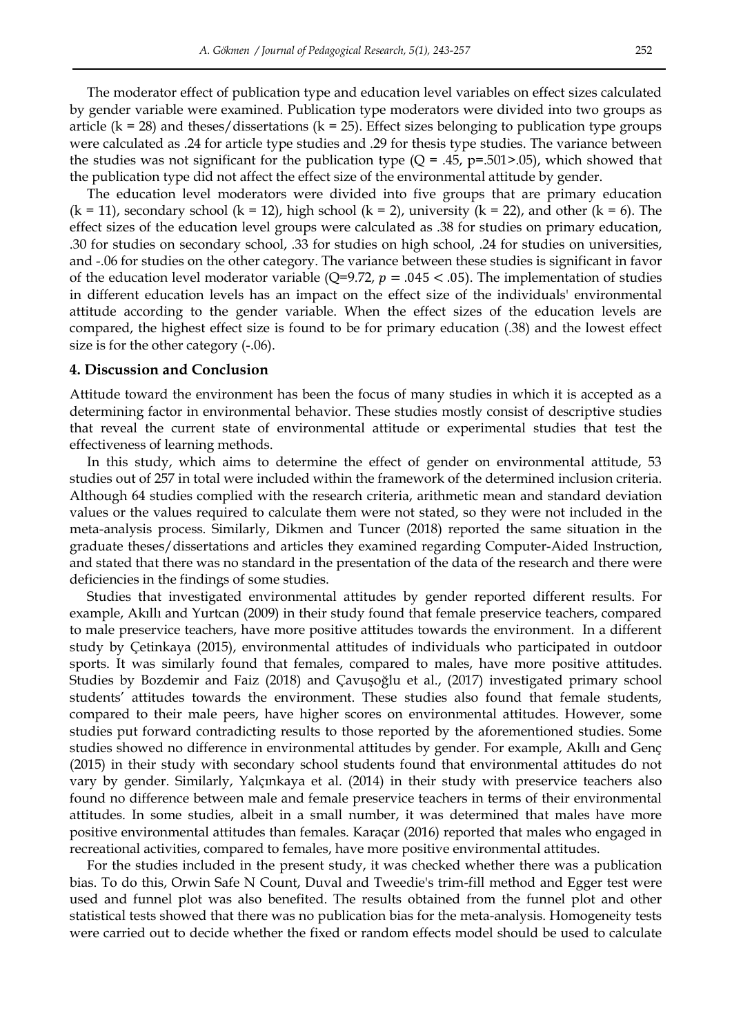The moderator effect of publication type and education level variables on effect sizes calculated by gender variable were examined. Publication type moderators were divided into two groups as article ($k = 28$) and theses/dissertations ($k = 25$). Effect sizes belonging to publication type groups were calculated as .24 for article type studies and .29 for thesis type studies. The variance between the studies was not significant for the publication type ($Q = .45$, $p=.501>.05$), which showed that the publication type did not affect the effect size of the environmental attitude by gender.

The education level moderators were divided into five groups that are primary education ($k = 11$), secondary school ($k = 12$), high school ($k = 2$), university ($k = 22$), and other ($k = 6$). The effect sizes of the education level groups were calculated as .38 for studies on primary education, .30 for studies on secondary school, .33 for studies on high school, .24 for studies on universities, and -.06 for studies on the other category. The variance between these studies is significant in favor of the education level moderator variable ($Q=9.72$, $p = .045 < .05$). The implementation of studies in different education levels has an impact on the effect size of the individuals' environmental attitude according to the gender variable. When the effect sizes of the education levels are compared, the highest effect size is found to be for primary education (.38) and the lowest effect size is for the other category (-.06).

## 4. Discussion and Conclusion

Attitude toward the environment has been the focus of many studies in which it is accepted as a determining factor in environmental behavior. These studies mostly consist of descriptive studies that reveal the current state of environmental attitude or experimental studies that test the effectiveness of learning methods.

In this study, which aims to determine the effect of gender on environmental attitude, 53 studies out of 257 in total were included within the framework of the determined inclusion criteria. Although 64 studies complied with the research criteria, arithmetic mean and standard deviation values or the values required to calculate them were not stated, so they were not included in the meta-analysis process. Similarly, Dikmen and Tuncer (2018) reported the same situation in the graduate theses/dissertations and articles they examined regarding Computer-Aided Instruction, and stated that there was no standard in the presentation of the data of the research and there were deficiencies in the findings of some studies.

Studies that investigated environmental attitudes by gender reported different results. For example, Akıllı and Yurtcan (2009) in their study found that female preservice teachers, compared to male preservice teachers, have more positive attitudes towards the environment. In a different study by Çetinkaya (2015), environmental attitudes of individuals who participated in outdoor sports. It was similarly found that females, compared to males, have more positive attitudes. Studies by Bozdemir and Faiz (2018) and Çavuşoğlu et al., (2017) investigated primary school students' attitudes towards the environment. These studies also found that female students, compared to their male peers, have higher scores on environmental attitudes. However, some studies put forward contradicting results to those reported by the aforementioned studies. Some studies showed no difference in environmental attitudes by gender. For example, Akıllı and Genç (2015) in their study with secondary school students found that environmental attitudes do not vary by gender. Similarly, Yalçınkaya et al. (2014) in their study with preservice teachers also found no difference between male and female preservice teachers in terms of their environmental attitudes. In some studies, albeit in a small number, it was determined that males have more positive environmental attitudes than females. Karaçar (2016) reported that males who engaged in recreational activities, compared to females, have more positive environmental attitudes.

For the studies included in the present study, it was checked whether there was a publication bias. To do this, Orwin Safe N Count, Duval and Tweedie's trim-fill method and Egger test were used and funnel plot was also benefited. The results obtained from the funnel plot and other statistical tests showed that there was no publication bias for the meta-analysis. Homogeneity tests were carried out to decide whether the fixed or random effects model should be used to calculate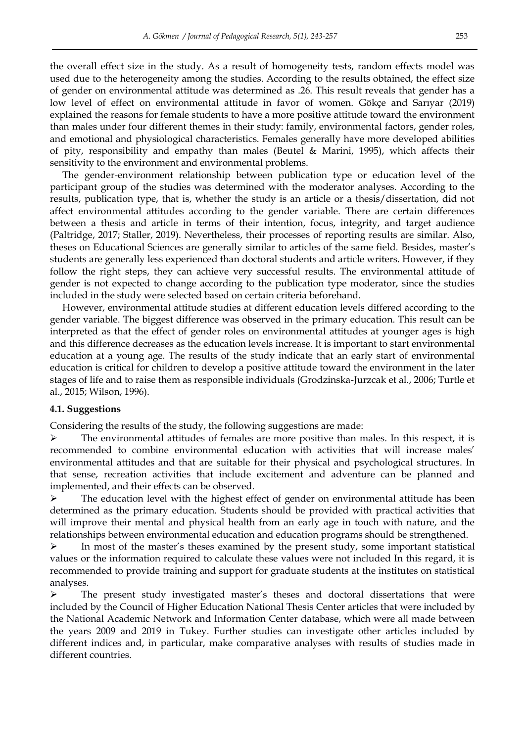the overall effect size in the study. As a result of homogeneity tests, random effects model was used due to the heterogeneity among the studies. According to the results obtained, the effect size of gender on environmental attitude was determined as .26. This result reveals that gender has a low level of effect on environmental attitude in favor of women. Gökçe and Sarıyar (2019) explained the reasons for female students to have a more positive attitude toward the environment than males under four different themes in their study: family, environmental factors, gender roles, and emotional and physiological characteristics. Females generally have more developed abilities of pity, responsibility and empathy than males (Beutel & Marini, 1995), which affects their sensitivity to the environment and environmental problems.

The gender-environment relationship between publication type or education level of the participant group of the studies was determined with the moderator analyses. According to the results, publication type, that is, whether the study is an article or a thesis/dissertation, did not affect environmental attitudes according to the gender variable. There are certain differences between a thesis and article in terms of their intention, focus, integrity, and target audience (Paltridge, 2017; Staller, 2019). Nevertheless, their processes of reporting results are similar. Also, theses on Educational Sciences are generally similar to articles of the same field. Besides, master's students are generally less experienced than doctoral students and article writers. However, if they follow the right steps, they can achieve very successful results. The environmental attitude of gender is not expected to change according to the publication type moderator, since the studies included in the study were selected based on certain criteria beforehand.

However, environmental attitude studies at different education levels differed according to the gender variable. The biggest difference was observed in the primary education. This result can be interpreted as that the effect of gender roles on environmental attitudes at younger ages is high and this difference decreases as the education levels increase. It is important to start environmental education at a young age. The results of the study indicate that an early start of environmental education is critical for children to develop a positive attitude toward the environment in the later stages of life and to raise them as responsible individuals (Grodzinska-Jurzcak et al., 2006; Turtle et al., 2015; Wilson, 1996).

### 4.1. Suggestions

Considering the results of the study, the following suggestions are made:

- The environmental attitudes of females are more positive than males. In this respect, it is recommended to combine environmental education with activities that will increase males' environmental attitudes and that are suitable for their physical and psychological structures. In that sense, recreation activities that include excitement and adventure can be planned and implemented, and their effects can be observed.
- The education level with the highest effect of gender on environmental attitude has been determined as the primary education. Students should be provided with practical activities that will improve their mental and physical health from an early age in touch with nature, and the relationships between environmental education and education programs should be strengthened.
- In most of the master's theses examined by the present study, some important statistical values or the information required to calculate these values were not included In this regard, it is recommended to provide training and support for graduate students at the institutes on statistical analyses.
- The present study investigated master's theses and doctoral dissertations that were included by the Council of Higher Education National Thesis Center articles that were included by the National Academic Network and Information Center database, which were all made between the years 2009 and 2019 in Tukey. Further studies can investigate other articles included by different indices and, in particular, make comparative analyses with results of studies made in different countries.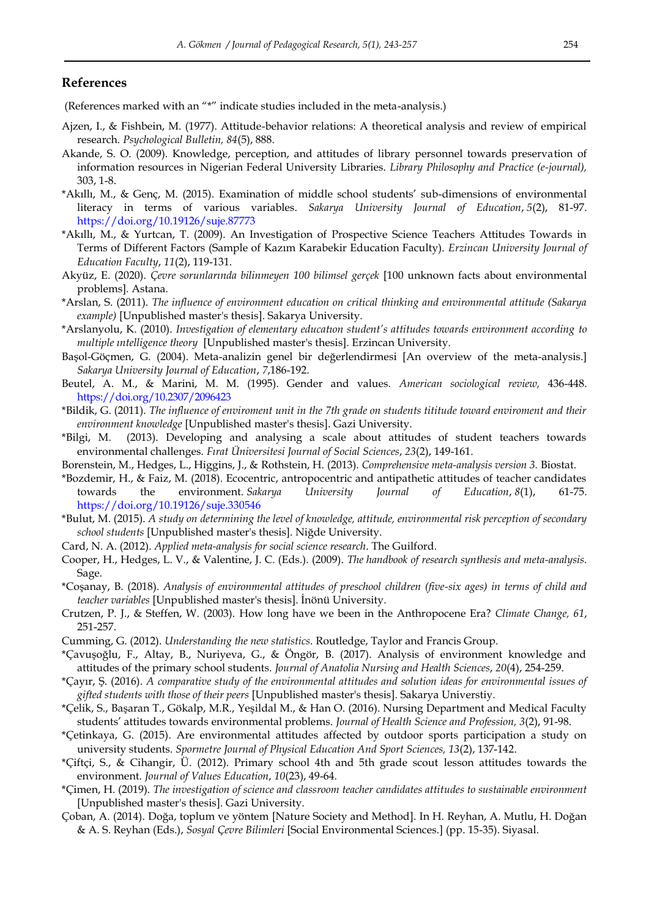## References

(References marked with an "*" indicate studies included in the meta-analysis.)

Ajzen, I., & Fishbein, M. (1977). Attitude-behavior relations: A theoretical analysis and review of empirical research. *Psychological Bulletin, 84*(5), 888.

Akande, S. O. (2009). Knowledge, perception, and attitudes of library personnel towards preservation of information resources in Nigerian Federal University Libraries. *Library Philosophy and Practice (e-journal),* 303, 1-8.

*Akıllı, M., & Genç, M. (2015). Examination of middle school students' sub-dimensions of environmental literacy in terms of various variables. *Sakarya University Journal of Education*, *5*(2), 81-97. https://doi.org/10.19126/suje.87773

*Akıllı, M., & Yurtcan, T. (2009). An Investigation of Prospective Science Teachers Attitudes Towards in Terms of Different Factors (Sample of Kazım Karabekir Education Faculty). *Erzincan University Journal of Education Faculty*, *11*(2), 119-131.

Akyüz, E. (2020). *Çevre sorunlarında bilinmeyen 100 bilimsel gerçek* [100 unknown facts about environmental problems]. Astana.

*Arslan, S. (2011). *The influence of environment education on critical thinking and environmental attitude (Sakarya example)* [Unpublished master's thesis]. Sakarya University.

*Arslanyolu, K. (2010). *Investigation of elementary educatıon student's attitudes towards environment according to multiple ıntelligence theory* [Unpublished master's thesis]. Erzincan University.

Başol-Göçmen, G. (2004). Meta-analizin genel bir değerlendirmesi [An overview of the meta-analysis.] *Sakarya University Journal of Education*, *7*,186-192.

Beutel, A. M., & Marini, M. M. (1995). Gender and values. *American sociological review,* 436-448. https://doi.org/10.2307/2096423

*Bildik, G. (2011). *The influence of enviroment unit in the 7th grade on students tititude toward enviroment and their environment knowledge* [Unpublished master's thesis]. Gazi University.

*Bilgi, M. (2013). Developing and analysing a scale about attitudes of student teachers towards environmental challenges. *Fırat Üniversitesi Journal of Social Sciences*, *23*(2), 149-161.

Borenstein, M., Hedges, L., Higgins, J., & Rothstein, H. (2013). *Comprehensive meta-analysis version 3.* Biostat.

*Bozdemir, H., & Faiz, M. (2018). Ecocentric, antropocentric and antipathetic attitudes of teacher candidates towards the environment. *Sakarya University Journal of Education*, *8*(1), 61-75. https://doi.org/10.19126/suje.330546

*Bulut, M. (2015). *A study on determining the level of knowledge, attitude, environmental risk perception of secondary school students* [Unpublished master's thesis]. Niğde University.

Card, N. A. (2012). *Applied meta-analysis for social science research*. The Guilford.

Cooper, H., Hedges, L. V., & Valentine, J. C. (Eds.). (2009). *The handbook of research synthesis and meta-analysis*. Sage.

*Coşanay, B. (2018). *Analysis of environmental attitudes of preschool children (five-six ages) in terms of child and teacher variables* [Unpublished master's thesis]. İnönü University.

Crutzen, P. J., & Steffen, W. (2003). How long have we been in the Anthropocene Era? *Climate Change, 61*, 251-257.

Cumming, G. (2012). *Understanding the new statistics*. Routledge, Taylor and Francis Group.

*Çavuşoğlu, F., Altay, B., Nuriyeva, G., & Öngör, B. (2017). Analysis of environment knowledge and attitudes of the primary school students. *Journal of Anatolia Nursing and Health Sciences*, *20*(4), 254-259.

*Çayır, Ş. (2016). *A comparative study of the environmental attitudes and solution ideas for environmental issues of gifted students with those of their peers* [Unpublished master's thesis]. Sakarya Universtiy.

*Çelik, S., Başaran T., Gökalp, M.R., Yeşildal M., & Han O. (2016). Nursing Department and Medical Faculty students' attitudes towards environmental problems. *Journal of Health Science and Profession, 3*(2), 91-98.

*Çetinkaya, G. (2015). Are environmental attitudes affected by outdoor sports participation a study on university students. *Spormetre Journal of Physical Education And Sport Sciences, 13*(2), 137-142.

*Çiftçi, S., & Cihangir, Ü. (2012). Primary school 4th and 5th grade scout lesson attitudes towards the environment. *Journal of Values Education*, *10*(23), 49-64.

*Çimen, H. (2019). *The investigation of science and classroom teacher candidates attitudes to sustainable environment* [Unpublished master's thesis]. Gazi University.

Çoban, A. (2014). Doğa, toplum ve yöntem [Nature Society and Method]. In H. Reyhan, A. Mutlu, H. Doğan & A. S. Reyhan (Eds.), *Sosyal Çevre Bilimleri* [Social Environmental Sciences.] (pp. 15-35). Siyasal.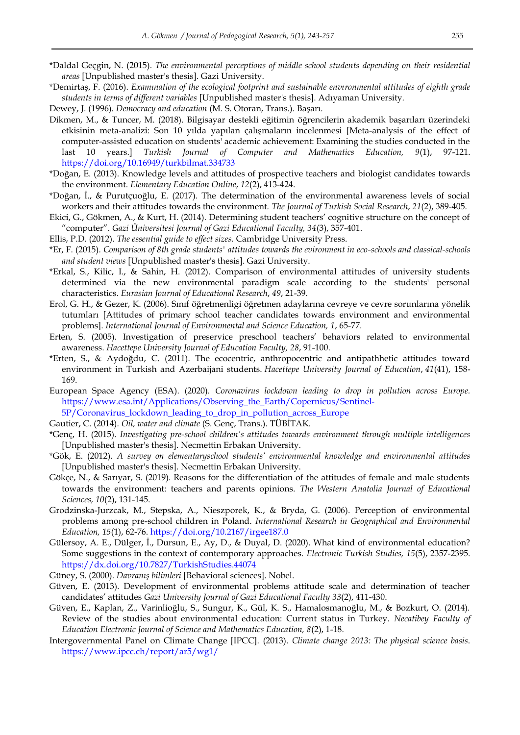*Daldal Geçgin, N. (2015). *The environmental perceptions of middle school students depending on their residential areas* [Unpublished master's thesis]. Gazi University.

*Demirtaş, F. (2016). *Examınation of the ecological footprint and sustainable envıronmental attitudes of eighth grade students in terms of different variables* [Unpublished master's thesis]. Adıyaman University.

Dewey, J. (1996). *Democracy and education* (M. S. Otoran, Trans.). Başarı.

Dikmen, M., & Tuncer, M. (2018). Bilgisayar destekli eğitimin öğrencilerin akademik başarıları üzerindeki etkisinin meta-analizi: Son 10 yılda yapılan çalışmaların incelenmesi [Meta-analysis of the effect of computer-assisted education on students' academic achievement: Examining the studies conducted in the last 10 years.] *Turkish Journal of Computer and Mathematics Education, 9*(1), 97-121. https://doi.org/10.16949/turkbilmat.334733

*Doğan, E. (2013). Knowledge levels and attitudes of prospective teachers and biologist candidates towards the environment. *Elementary Education Online*, *12*(2), 413-424.

*Doğan, İ., & Purutçuoğlu, E. (2017). The determination of the environmental awareness levels of social workers and their attitudes towards the environment. *The Journal of Turkish Social Research*, *21*(2), 389-405.

Ekici, G., Gökmen, A., & Kurt, H. (2014). Determining student teachers' cognitive structure on the concept of "computer". *Gazi Üniversitesi Journal of Gazi Educational Faculty, 34*(3), 357-401.

Ellis, P.D. (2012). *The essential guide to effect sizes.* Cambridge University Press.

*Er, F. (2015). *Comparison of 8th grade students' attitudes towards the evironment in eco-schools and classical-schools and student views* [Unpublished master's thesis]. Gazi University.

*Erkal, S., Kilic, I., & Sahin, H. (2012). Comparison of environmental attitudes of university students determined via the new environmental paradigm scale according to the students' personal characteristics. *Eurasian Journal of Educational Research*, *49*, 21-39.

Erol, G. H., & Gezer, K. (2006). Sınıf öğretmenligi öğretmen adaylarına cevreye ve cevre sorunlarına yönelik tutumları [Attitudes of primary school teacher candidates towards environment and environmental problems]. *International Journal of Environmental and Science Education, 1*, 65-77.

Erten, S. (2005). Investigation of preservice preschool teachers' behaviors related to environmental awareness. *Hacettepe University Journal of Education Faculty, 28*, 91-100.

*Erten, S., & Aydoğdu, C. (2011). The ecocentric, anthropocentric and antipathhetic attitudes toward environment in Turkish and Azerbaijani students. *Hacettepe University Journal of Education*, *41*(41), 158-169.

European Space Agency (ESA). (2020). *Coronavirus lockdown leading to drop in pollution across Europe.* https://www.esa.int/Applications/Observing_the_Earth/Copernicus/Sentinel-5P/Coronavirus_lockdown_leading_to_drop_in_pollution_across_Europe

Gautier, C. (2014). *Oil, water and climate* (S. Genç, Trans.). TÜBİTAK.

*Genç, H. (2015). *Investigating pre-school children's attitudes towards environment through multiple intelligences* [Unpublished master's thesis]. Necmettin Erbakan University.

*Gök, E. (2012). *A survey on elementaryschool students' environmental knowledge and environmental attitudes* [Unpublished master's thesis]. Necmettin Erbakan University.

Gökçe, N., & Sarıyar, S. (2019). Reasons for the differentiation of the attitudes of female and male students towards the environment: teachers and parents opinions. *The Western Anatolia Journal of Educational Sciences, 10*(2), 131-145.

Grodzinska-Jurzcak, M., Stepska, A., Nieszporek, K., & Bryda, G. (2006). Perception of environmental problems among pre-school children in Poland. *International Research in Geographical and Environmental Education, 15*(1), 62-76. https://doi.org/10.2167/irgee187.0

Gülersoy, A. E., Dülger, İ., Dursun, E., Ay, D., & Duyal, D. (2020). What kind of environmental education? Some suggestions in the context of contemporary approaches. *Electronic Turkish Studies, 15*(5), 2357-2395. https://dx.doi.org/10.7827/TurkishStudies.44074

Güney, S. (2000). *Davranış bilimleri* [Behavioral sciences]. Nobel.

Güven, E. (2013). Development of environmental problems attitude scale and determination of teacher candidates' attitudes *Gazi University Journal of Gazi Educational Faculty 33*(2), 411-430.

Güven, E., Kaplan, Z., Varinlioğlu, S., Sungur, K., Gül, K. S., Hamalosmanoğlu, M., & Bozkurt, O. (2014). Review of the studies about environmental education: Current status in Turkey. *Necatibey Faculty of Education Electronic Journal of Science and Mathematics Education, 8*(2), 1-18.

Intergovernmental Panel on Climate Change [IPCC]. (2013). *Climate change 2013: The physical science basis*. https://www.ipcc.ch/report/ar5/wg1/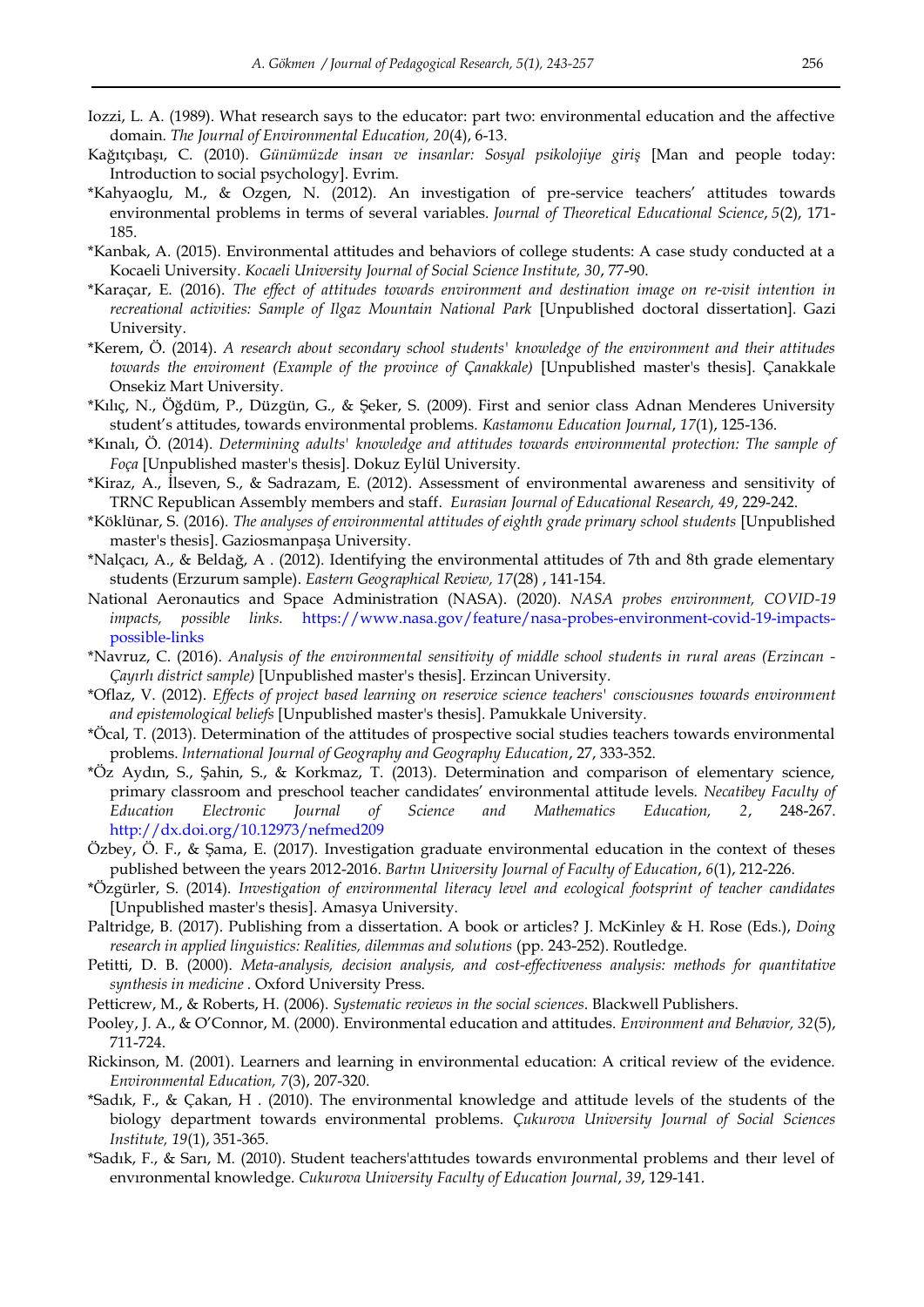Iozzi, L. A. (1989). What research says to the educator: part two: environmental education and the affective domain. *The Journal of Environmental Education, 20*(4), 6-13.

Kağıtçıbaşı, C. (2010). *Günümüzde insan ve insanlar: Sosyal psikolojiye giriş* [Man and people today: Introduction to social psychology]. Evrim.

*Kahyaoglu, M., & Ozgen, N. (2012). An investigation of pre-service teachers' attitudes towards environmental problems in terms of several variables. *Journal of Theoretical Educational Science*, *5*(2), 171-185.

*Kanbak, A. (2015). Environmental attitudes and behaviors of college students: A case study conducted at a Kocaeli University. *Kocaeli University Journal of Social Science Institute, 30*, 77-90.

*Karaçar, E. (2016). *The effect of attitudes towards environment and destination image on re-visit intention in recreational activities: Sample of Ilgaz Mountain National Park* [Unpublished doctoral dissertation]. Gazi University.

*Kerem, Ö. (2014). *A research about secondary school students' knowledge of the environment and their attitudes towards the enviroment (Example of the province of Çanakkale)* [Unpublished master's thesis]. Çanakkale Onsekiz Mart University.

*Kılıç, N., Öğdüm, P., Düzgün, G., & Şeker, S. (2009). First and senior class Adnan Menderes University student's attitudes, towards environmental problems. *Kastamonu Education Journal*, *17*(1), 125-136.

*Kınalı, Ö. (2014). *Determining adults' knowledge and attitudes towards environmental protection: The sample of Foça* [Unpublished master's thesis]. Dokuz Eylül University.

*Kiraz, A., İlseven, S., & Sadrazam, E. (2012). Assessment of environmental awareness and sensitivity of TRNC Republican Assembly members and staff. *Eurasian Journal of Educational Research, 49*, 229-242.

*Köklünar, S. (2016). *The analyses of environmental attitudes of eighth grade primary school students* [Unpublished master's thesis]. Gaziosmanpaşa University.

*Nalçacı, A., & Beldağ, A . (2012). Identifying the environmental attitudes of 7th and 8th grade elementary students (Erzurum sample). *Eastern Geographical Review, 17*(28) , 141-154.

National Aeronautics and Space Administration (NASA). (2020). *NASA probes environment, COVID-19 impacts, possible links.* https://www.nasa.gov/feature/nasa-probes-environment-covid-19-impacts-possible-links

*Navruz, C. (2016). *Analysis of the environmental sensitivity of middle school students in rural areas (Erzincan - Çayırlı district sample)* [Unpublished master's thesis]. Erzincan University.

*Oflaz, V. (2012). *Effects of project based learning on reservice science teachers' consciousnes towards environment and epistemological beliefs* [Unpublished master's thesis]. Pamukkale University.

*Öcal, T. (2013). Determination of the attitudes of prospective social studies teachers towards environmental problems. *International Journal of Geography and Geography Education*, 27, 333-352.

*Öz Aydın, S., Şahin, S., & Korkmaz, T. (2013). Determination and comparison of elementary science, primary classroom and preschool teacher candidates' environmental attitude levels. *Necatibey Faculty of Education Electronic Journal of Science and Mathematics Education, 2*, 248-267. http://dx.doi.org/10.12973/nefmed209

Özbey, Ö. F., & Şama, E. (2017). Investigation graduate environmental education in the context of theses published between the years 2012-2016. *Bartın University Journal of Faculty of Education*, *6*(1), 212-226.

*Özgürler, S. (2014). *Investigation of environmental literacy level and ecological footsprint of teacher candidates* [Unpublished master's thesis]. Amasya University.

Paltridge, B. (2017). Publishing from a dissertation. A book or articles? J. McKinley & H. Rose (Eds.), *Doing research in applied linguistics: Realities, dilemmas and solutions* (pp. 243-252). Routledge.

Petitti, D. B. (2000). *Meta-analysis, decision analysis, and cost-effectiveness analysis: methods for quantitative synthesis in medicine* . Oxford University Press.

Petticrew, M., & Roberts, H. (2006). *Systematic reviews in the social sciences*. Blackwell Publishers.

Pooley, J. A., & O'Connor, M. (2000). Environmental education and attitudes. *Environment and Behavior, 32*(5), 711-724.

Rickinson, M. (2001). Learners and learning in environmental education: A critical review of the evidence. *Environmental Education, 7*(3), 207-320.

*Sadık, F., & Çakan, H . (2010). The environmental knowledge and attitude levels of the students of the biology department towards environmental problems. *Çukurova University Journal of Social Sciences Institute, 19*(1), 351-365.

*Sadık, F., & Sarı, M. (2010). Student teachers'attıtudes towards envıronmental problems and theır level of envıronmental knowledge. *Cukurova University Faculty of Education Journal*, *39*, 129-141.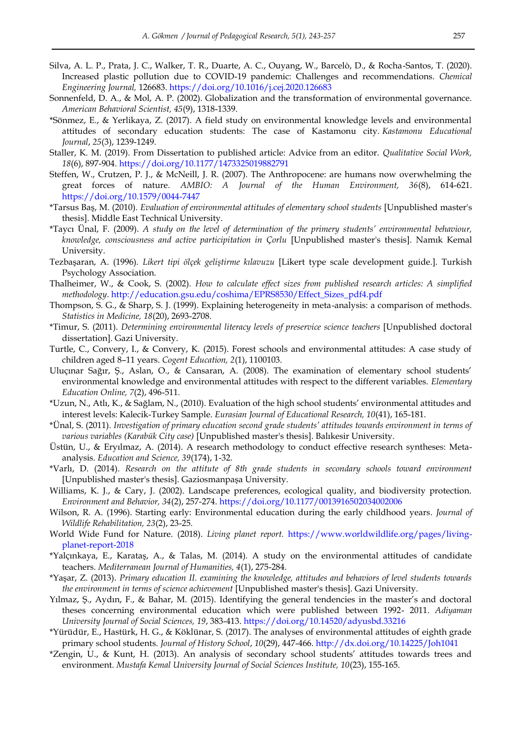Silva, A. L. P., Prata, J. C., Walker, T. R., Duarte, A. C., Ouyang, W., Barcelò, D., & Rocha-Santos, T. (2020). Increased plastic pollution due to COVID-19 pandemic: Challenges and recommendations. *Chemical Engineering Journal,* 126683. https://doi.org/10.1016/j.cej.2020.126683

Sonnenfeld, D. A., & Mol, A. P. (2002). Globalization and the transformation of environmental governance. *American Behavioral Scientist, 45*(9), 1318-1339.

*Sönmez, E., & Yerlikaya, Z. (2017). A field study on environmental knowledge levels and environmental attitudes of secondary education students: The case of Kastamonu city. *Kastamonu Educational Journal*, *25*(3), 1239-1249.

Staller, K. M. (2019). From Dissertation to published article: Advice from an editor. *Qualitative Social Work, 18*(6), 897-904. https://doi.org/10.1177/1473325019882791

Steffen, W., Crutzen, P. J., & McNeill, J. R. (2007). The Anthropocene: are humans now overwhelming the great forces of nature. *AMBIO: A Journal of the Human Environment, 36*(8), 614-621. https://doi.org/10.1579/0044-7447

*Tarsus Baş, M. (2010). *Evaluation of environmental attitudes of elementary school students* [Unpublished master's thesis]. Middle East Technical University.

*Taycı Ünal, F. (2009). *A study on the level of determination of the primery students' environmental behaviour, knowledge, consciousness and active participitation in Çorlu* [Unpublished master's thesis]. Namık Kemal University.

Tezbaşaran, A. (1996). *Likert tipi ölçek geliştirme kılavuzu* [Likert type scale development guide.]. Turkish Psychology Association.

Thalheimer, W., & Cook, S. (2002). *How to calculate effect sizes from published research articles: A simplified methodology.* http://education.gsu.edu/coshima/EPRS8530/Effect_Sizes_pdf4.pdf

Thompson, S. G., & Sharp, S. J. (1999). Explaining heterogeneity in meta-analysis: a comparison of methods. *Statistics in Medicine, 18*(20), 2693-2708.

*Timur, S. (2011). *Determining environmental literacy levels of preservice science teachers* [Unpublished doctoral dissertation]. Gazi University.

Turtle, C., Convery, I., & Convery, K. (2015). Forest schools and environmental attitudes: A case study of children aged 8–11 years. *Cogent Education, 2*(1), 1100103.

Uluçınar Sağır, Ş., Aslan, O., & Cansaran, A. (2008). The examination of elementary school students' environmental knowledge and environmental attitudes with respect to the different variables. *Elementary Education Online, 7*(2), 496-511.

*Uzun, N., Atlı, K., & Sağlam, N., (2010). Evaluation of the high school students' environmental attitudes and interest levels: Kalecik-Turkey Sample. *Eurasian Journal of Educational Research, 10*(41), 165-181.

*Ünal, S. (2011). *Investigation of primary education second grade students' attitudes towards environment in terms of various variables (Karabük City case)* [Unpublished master's thesis]. Balıkesir University.

Üstün, U., & Eryılmaz, A. (2014). A research methodology to conduct effective research syntheses: Meta-analysis. *Education and Science, 39*(174), 1-32.

*Varlı, D. (2014). *Research on the attitute of 8th grade students in secondary schools toward environment* [Unpublished master's thesis]. Gaziosmanpaşa University.

Williams, K. J., & Cary, J. (2002). Landscape preferences, ecological quality, and biodiversity protection. *Environment and Behavior, 34*(2), 257-274. https://doi.org/10.1177/0013916502034002006

Wilson, R. A. (1996). Starting early: Environmental education during the early childhood years. *Journal of Wildlife Rehabilitation, 23*(2), 23-25.

World Wide Fund for Nature. (2018). *Living planet report.* https://www.worldwildlife.org/pages/living-planet-report-2018

*Yalçınkaya, E., Karataş, A., & Talas, M. (2014). A study on the environmental attitudes of candidate teachers. *Mediterranean Journal of Humanities, 4*(1), 275-284.

*Yaşar, Z. (2013). *Primary education II. examining the knowledge, attitudes and behaviors of level students towards the environment in terms of science achievement* [Unpublished master's thesis]. Gazi University.

Yılmaz, Ş., Aydın, F., & Bahar, M. (2015). Identifying the general tendencies in the master's and doctoral theses concerning environmental education which were published between 1992- 2011. *Adiyaman University Journal of Social Sciences, 19*, 383-413. https://doi.org/10.14520/adyusbd.33216

*Yürüdür, E., Hastürk, H. G., & Köklünar, S. (2017). The analyses of environmental attitudes of eighth grade primary school students. *Journal of History School*, *10*(29), 447-466. http://dx.doi.org/10.14225/Joh1041

*Zengin, U., & Kunt, H. (2013). An analysis of secondary school students' attitudes towards trees and environment. *Mustafa Kemal University Journal of Social Sciences Institute, 10*(23), 155-165.